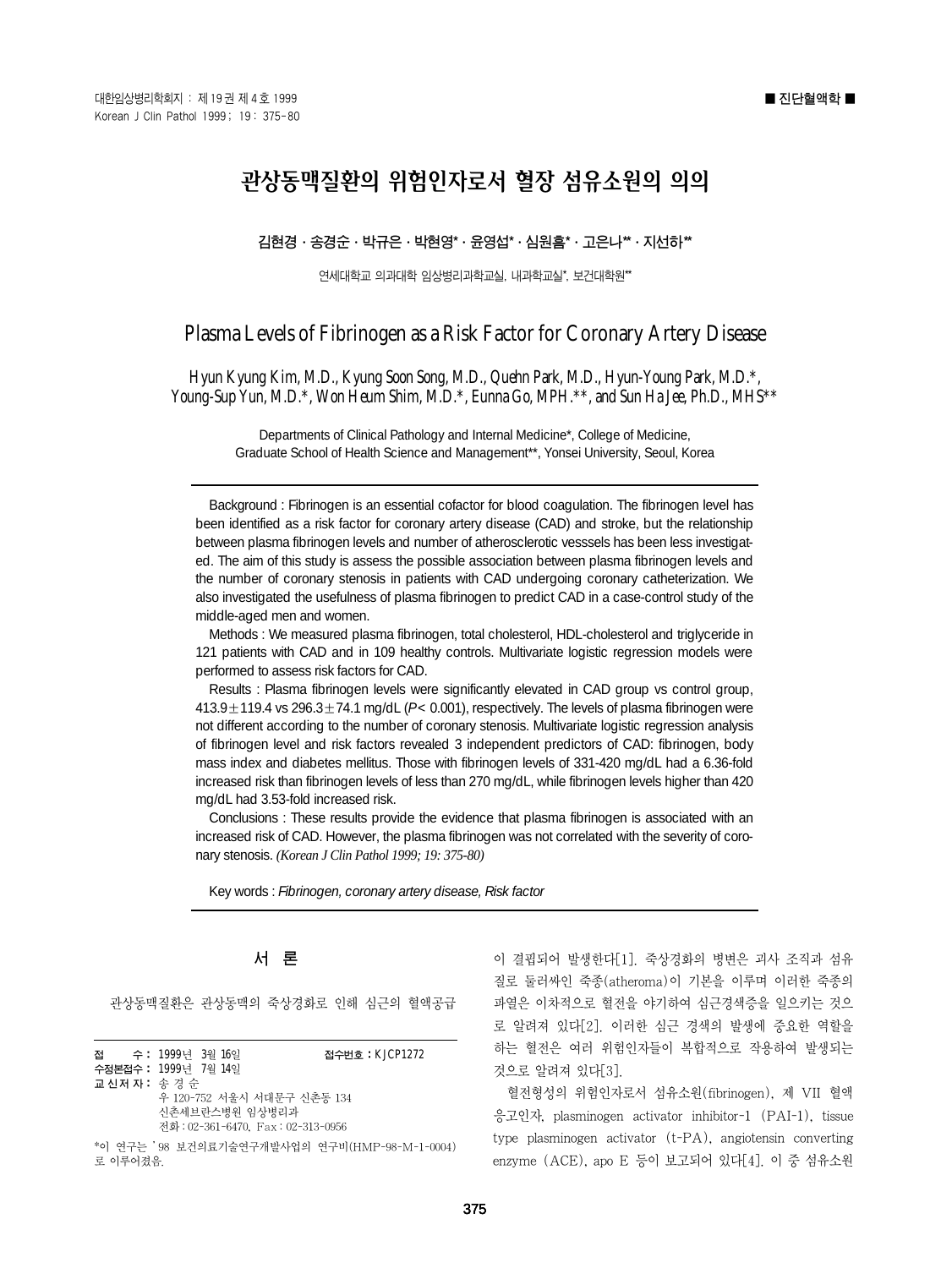# 관상동맥질환의 위험인자로서 혈장 섬유소원의 의의

김현경 · 송경순 · 박규은 · 박현영* · 윤영섭* · 심원흠* · 고은나** · 지선하**

연세대학교 의과대학 임상병리과학교실, 내과학교실*, 보건대학원**

## Plasma Levels of Fibrinogen as a Risk Factor for Coronary Artery Disease

Hyun Kyung Kim, M.D., Kyung Soon Song, M.D., Quehn Park, M.D., Hyun-Young Park, M.D.*, Young-Sup Yun, M.D.*, Won Heum Shim, M.D.*, Eunna Go, MPH.**, and Sun Ha Jee, Ph.D., MHS**

Departments of Clinical Pathology and Internal Medicine*, College of Medicine, Graduate School of Health Science and Management**, Yonsei University, Seoul, Korea

Background : Fibrinogen is an essential cofactor for blood coagulation. The fibrinogen level has been identified as a risk factor for coronary artery disease (CAD) and stroke, but the relationship between plasma fibrinogen levels and number of atherosclerotic vesssels has been less investigated. The aim of this study is assess the possible association between plasma fibrinogen levels and the number of coronary stenosis in patients with CAD undergoing coronary catheterization. We also investigated the usefulness of plasma fibrinogen to predict CAD in a case-control study of the middle-aged men and women.

Methods : We measured plasma fibrinogen, total cholesterol, HDL-cholesterol and triglyceride in 121 patients with CAD and in 109 healthy controls. Multivariate logistic regression models were performed to assess risk factors for CAD.

Results : Plasma fibrinogen levels were significantly elevated in CAD group vs control group, 413.9±119.4 vs 296.3±74.1 mg/dL ($P<0.001$), respectively. The levels of plasma fibrinogen were not different according to the number of coronary stenosis. Multivariate logistic regression analysis of fibrinogen level and risk factors revealed 3 independent predictors of CAD: fibrinogen, body mass index and diabetes mellitus. Those with fibrinogen levels of 331-420 mg/dL had a 6.36-fold increased risk than fibrinogen levels of less than 270 mg/dL, while fibrinogen levels higher than 420 mg/dL had 3.53-fold increased risk.

Conclusions : These results provide the evidence that plasma fibrinogen is associated with an increased risk of CAD. However, the plasma fibrinogen was not correlated with the severity of coronary stenosis. *(Korean J Clin Pathol 1999; 19: 375-80)*

Key words : *Fibrinogen, coronary artery disease, Risk factor*

## 서 론

관상동맥질환은 관상동맥의 죽상경화로 인해 심근의 혈액공급이 결핍되어 발생한다[1]. 죽상경화의 병변은 괴사 조직과 섬유질로 둘러싸인 죽종(atheroma)이 기본을 이루며 이러한 죽종의 파열은 이차적으로 혈전을 야기하여 심근경색증을 일으키는 것으로 알려져 있다[2]. 이러한 심근 경색의 발생에 중요한 역할을 하는 혈전은 여러 위험인자들이 복합적으로 작용하여 발생되는 것으로 알려져 있다[3].

혈전형성의 위험인자로서 섬유소원(fibrinogen), 제 VII 혈액응고인자, plasminogen activator inhibitor-1 (PAI-1), tissue type plasminogen activator (t-PA), angiotensin converting enzyme (ACE), apo E 등이 보고되어 있다[4]. 이 중 섬유소원

---

접 수 : 1999년 3월 16일 접수번호 : KJCP1272
수정본접수 : 1999년 7월 14일
교 신 저 자 : 송 경 순
우 120-752 서울시 서대문구 신촌동 134
신촌세브란스병원 임상병리과
전화 : 02-361-6470, Fax : 02-313-0956

*이 연구는 '98 보건의료기술연구개발사업의 연구비(HMP-98-M-1-0004)로 이루어졌음.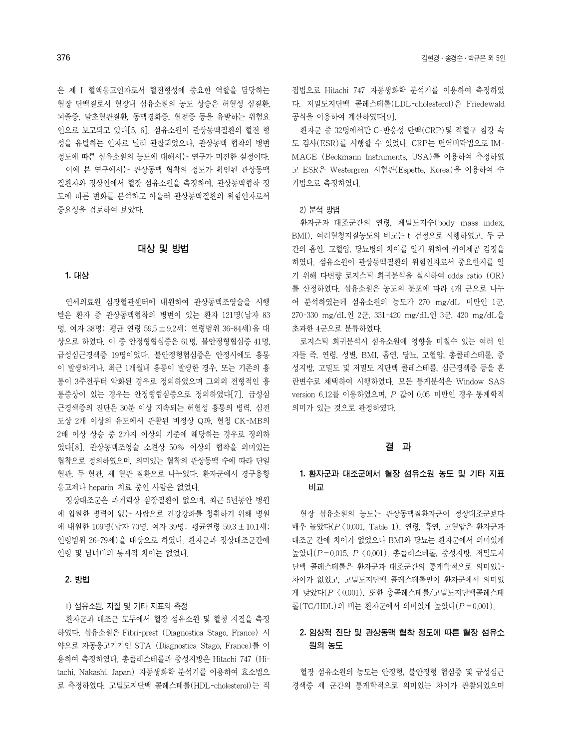은 제 I 혈액응고인자로서 혈전형성에 중요한 역할을 담당하는 혈장 단백질로서 혈장내 섬유소원의 농도 상승은 허혈성 심질환, 뇌졸중, 말초혈관질환, 동맥경화증, 혈전증 등을 유발하는 위험요인으로 보고되고 있다[5, 6]. 섬유소원이 관상동맥질환의 혈전 형성을 유발하는 인자로 널리 관찰되었으나, 관상동맥 협착의 병변 정도에 따른 섬유소원의 농도에 대해서는 연구가 미진한 실정이다.

이에 본 연구에서는 관상동맥 협착의 정도가 확인된 관상동맥질환자와 정상인에서 혈장 섬유소원을 측정하여, 관상동맥협착 정도에 따른 변화를 분석하고 아울러 관상동맥질환의 위험인자로서 중요성을 검토하여 보았다.

## 대상 및 방법

### 1. 대상

연세의료원 심장혈관센터에 내원하여 관상동맥조영술을 시행받은 환자 중 관상동맥협착의 병변이 있는 환자 121명(남자 83명, 여자 38명: 평균 연령 59.5±9.2세: 연령범위 36-84세)을 대상으로 하였다. 이 중 안정형협심증은 61명, 불안정형협심증 41명, 급성심근경색증 19명이었다. 불안정형협심증은 안정시에도 흉통이 발생하거나, 최근 1개월내 흉통이 발생한 경우, 또는 기존의 흉통이 3주전부터 악화된 경우로 정의하였으며 그외의 전형적인 흉통증상이 있는 경우는 안정형협심증으로 정의하였다[7]. 급성심근경색증의 진단은 30분 이상 지속되는 허혈성 흉통의 병력, 심전도상 2개 이상의 유도에서 관찰된 비정상 Q파, 혈청 CK-MB의 2배 이상 상승 중 2가지 이상의 기준에 해당하는 경우로 정의하였다[8]. 관상동맥조영술 소견상 50% 이상의 협착을 의미있는 협착으로 정의하였으며, 의미있는 협착의 관상동맥 수에 따라 단일혈관, 두 혈관, 세 혈관 질환으로 나누었다. 환자군에서 경구용항응고제나 heparin 치료 중인 사람은 없었다.

정상대조군은 과거력상 심장질환이 없으며, 최근 5년동안 병원에 입원한 병력이 없는 사람으로 건강강좌를 청취하기 위해 병원에 내원한 109명(남자 70명, 여자 39명: 평균연령 59.3±10.1세: 연령범위 26-79세)을 대상으로 하였다. 환자군과 정상대조군간에 연령 및 남녀비의 통계적 차이는 없었다.

### 2. 방법

#### 1) 섬유소원, 지질 및 기타 지표의 측정

환자군과 대조군 모두에서 혈장 섬유소원 및 혈청 지질을 측정하였다. 섬유소원은 Fibri-prest (Diagnostica Stago, France) 시약으로 자동응고기기인 STA (Diagnostica Stago, France)를 이용하여 측정하였다. 총콜레스테롤과 중성지방은 Hitachi 747 (Hitachi, Nakashi, Japan) 자동생화학 분석기를 이용하여 효소법으로 측정하였다. 고밀도지단백 콜레스테롤(HDL-cholesterol)는 직접법으로 Hitachi 747 자동생화학 분석기를 이용하여 측정하였다. 저밀도지단백 콜레스테롤(LDL-cholesterol)은 Friedewald 공식을 이용하여 계산하였다[9].

환자군 중 32명에서만 C-반응성 단백(CRP)및 적혈구 침강 속도 검사(ESR)를 시행할 수 있었다. CRP는 면역비탁법으로 IMMAGE (Beckmann Instruments, USA)를 이용하여 측정하였고 ESR은 Westergren 시험관(Espette, Korea)을 이용하여 수기법으로 측정하였다.

#### 2) 분석 방법

환자군과 대조군간의 연령, 체밀도지수(body mass index, BMI), 여러혈청지질농도의 비교는 t 검정으로 시행하였고, 두 군간의 흡연, 고혈압, 당뇨병의 차이를 알기 위하여 카이제곱 검정을 하였다. 섬유소원이 관상동맥질환의 위험인자로서 중요한지를 알기 위해 다변량 로지스틱 회귀분석을 실시하여 odds ratio (OR)를 산정하였다. 섬유소원은 농도의 분포에 따라 4개 군으로 나누어 분석하였는데 섬유소원의 농도가 270 mg/dL 미만인 1군, 270-330 mg/dL인 2군, 331-420 mg/dL인 3군, 420 mg/dL을 초과한 4군으로 분류하였다.

로지스틱 회귀분석시 섬유소원에 영향을 미칠수 있는 여러 인자들 즉, 연령, 성별, BMI, 흡연, 당뇨, 고혈압, 총콜레스테롤, 중성지방, 고밀도 및 저밀도 지단백 콜레스테롤, 심근경색증 등을 혼란변수로 채택하여 시행하였다. 모든 통계분석은 Window SAS version 6.12를 이용하였으며, $P$ 값이 0.05 미만인 경우 통계학적 의미가 있는 것으로 판정하였다.

## 결 과

### 1. 환자군과 대조군에서 혈장 섬유소원 농도 및 기타 지표 비교

혈장 섬유소원의 농도는 관상동맥질환자군이 정상대조군보다 매우 높았다($P<0.001$, Table 1). 연령, 흡연, 고혈압은 환자군과 대조군 간에 차이가 없었으나 BMI와 당뇨는 환자군에서 의미있게 높았다($P=0.015$, $P<0.001$). 총콜레스테롤, 중성지방, 저밀도지단백 콜레스테롤은 환자군과 대조군간의 통계학적으로 의미있는 차이가 없었고, 고밀도지단백 콜레스테롤만이 환자군에서 의미있게 낮았다($P<0.001$). 또한 총콜레스테롤/고밀도지단백콜레스테롤(TC/HDL)의 비는 환자군에서 의미있게 높았다($P=0.001$).

### 2. 임상적 진단 및 관상동맥 협착 정도에 따른 혈장 섬유소원의 농도

혈장 섬유소원의 농도는 안정형, 불안정형 협심증 및 급성심근경색증 세 군간의 통계학적으로 의미있는 차이가 관찰되었으며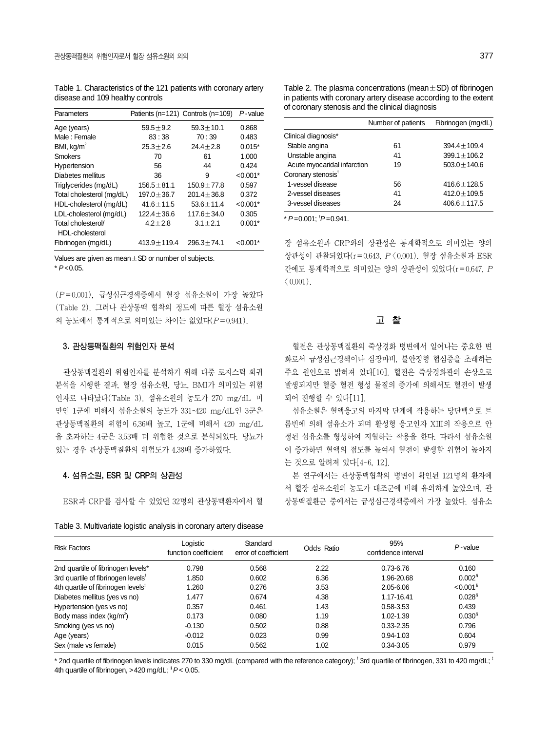Table 1. Characteristics of the 121 patients with coronary artery disease and 109 healthy controls

| Parameters | Patients (n=121) | Controls (n=109) | *P*-value |
|---|---|---|---|
| Age (years) | 59.5±9.2 | 59.3±10.1 | 0.868 |
| Male : Female | 83 : 38 | 70 : 39 | 0.483 |
| BMI, kg/m$^2$ | 25.3±2.6 | 24.4±2.8 | 0.015* |
| Smokers | 70 | 61 | 1.000 |
| Hypertension | 56 | 44 | 0.424 |
| Diabetes mellitus | 36 | 9 | <0.001* |
| Triglycerides (mg/dL) | 156.5±81.1 | 150.9±77.8 | 0.597 |
| Total cholesterol (mg/dL) | 197.0±36.7 | 201.4±36.8 | 0.372 |
| HDL-cholesterol (mg/dL) | 41.6±11.5 | 53.6±11.4 | <0.001* |
| LDL-cholesterol (mg/dL) | 122.4±36.6 | 117.6±34.0 | 0.305 |
| Total cholesterol/ HDL-cholesterol | 4.2±2.8 | 3.1±2.1 | 0.001* |
| Fibrinogen (mg/dL) | 413.9±119.4 | 296.3±74.1 | <0.001* |

Values are given as mean±SD or number of subjects.
* $P<0.05$.

($P=0.001$). 급성심근경색증에서 혈장 섬유소원이 가장 높았다(Table 2). 그러나 관상동맥 협착의 정도에 따른 혈장 섬유소원의 농도에서 통계적으로 의미있는 차이는 없었다($P=0.941$).

### 3. 관상동맥질환의 위험인자 분석

관상동맥질환의 위험인자를 분석하기 위해 다중 로지스틱 회귀분석을 시행한 결과, 혈장 섬유소원, 당뇨, BMI가 의미있는 위험인자로 나타났다(Table 3). 섬유소원의 농도가 270 mg/dL 미만인 1군에 비해서 섬유소원의 농도가 331-420 mg/dL인 3군은 관상동맥질환의 위험이 6.36배 높고, 1군에 비해서 420 mg/dL을 초과하는 4군은 3.53배 더 위험한 것으로 분석되었다. 당뇨가 있는 경우 관상동맥질환의 위험도가 4.38배 증가하였다.

### 4. 섬유소원, ESR 및 CRP의 상관성

ESR과 CRP를 검사할 수 있었던 32명의 관상동맥환자에서 혈장 섬유소원과 CRP와의 상관성은 통계학적으로 의미있는 양의 상관성이 관찰되었다(r=0.643, $P<0.001$). 혈장 섬유소원과 ESR 간에도 통계학적으로 의미있는 양의 상관성이 있었다(r=0.647, $P<0.001$).

Table 2. The plasma concentrations (mean±SD) of fibrinogen in patients with coronary artery disease according to the extent of coronary stenosis and the clinical diagnosis

| | Number of patients | Fibrinogen (mg/dL) |
|---|---|---|
| Clinical diagnosis* | | |
| Stable angina | 61 | 394.4±109.4 |
| Unstable angina | 41 | 399.1±106.2 |
| Acute myocaridal infarction | 19 | 503.0±140.6 |
| Coronary stenosis[†] | | |
| 1-vessel disease | 56 | 416.6±128.5 |
| 2-vessel diseases | 41 | 412.0±109.5 |
| 3-vessel diseases | 24 | 406.6±117.5 |

* $P=0.001$; [†]$P=0.941$.

## 고 찰

혈전은 관상동맥질환의 죽상경화 병변에서 일어나는 중요한 변화로서 급성심근경색이나 심장마비, 불안정형 협심증을 초래하는 주요 원인으로 밝혀져 있다[10]. 혈전은 죽상경화관의 손상으로 발생되지만 혈중 혈전 형성 물질의 증가에 의해서도 혈전이 발생되어 진행할 수 있다[11].

섬유소원은 혈액응고의 마지막 단계에 작용하는 당단백으로 트롬빈에 의해 섬유소가 되며 활성형 응고인자 XIII의 작용으로 안정된 섬유소를 형성하여 지혈하는 작용을 한다. 따라서 섬유소원이 증가하면 혈액의 점도를 높여서 혈전이 발생할 위험이 높아지는 것으로 알려져 있다[4-6, 12].

본 연구에서는 관상동맥협착의 병변이 확인된 121명의 환자에서 혈장 섬유소원의 농도가 대조군에 비해 유의하게 높았으며, 관상동맥질환군 중에서는 급성심근경색증에서 가장 높았다. 섬유소

Table 3. Multivariate logistic analysis in coronary artery disease

| Risk Factors | Logistic function coefficient | Standard error of coefficient | Odds Ratio | 95% confidence interval | *P*-value |
|---|---|---|---|---|---|
| 2nd quartile of fibrinogen levels* | 0.798 | 0.568 | 2.22 | 0.73-6.76 | 0.160 |
| 3rd quartile of fibrinogen levels[†] | 1.850 | 0.602 | 6.36 | 1.96-20.68 | 0.002[§] |
| 4th quartile of fibrinogen levels[‡] | 1.260 | 0.276 | 3.53 | 2.05-6.06 | <0.001[§] |
| Diabetes mellitus (yes vs no) | 1.477 | 0.674 | 4.38 | 1.17-16.41 | 0.028[§] |
| Hypertension (yes vs no) | 0.357 | 0.461 | 1.43 | 0.58-3.53 | 0.439 |
| Body mass index (kg/m$^2$) | 0.173 | 0.080 | 1.19 | 1.02-1.39 | 0.030[§] |
| Smoking (yes vs no) | -0.130 | 0.502 | 0.88 | 0.33-2.35 | 0.796 |
| Age (years) | -0.012 | 0.023 | 0.99 | 0.94-1.03 | 0.604 |
| Sex (male vs female) | 0.015 | 0.562 | 1.02 | 0.34-3.05 | 0.979 |

* 2nd quartile of fibrinogen levels indicates 270 to 330 mg/dL (compared with the reference category); [†] 3rd quartile of fibrinogen, 331 to 420 mg/dL; [‡] 4th quartile of fibrinogen, >420 mg/dL; [§]$P<0.05$.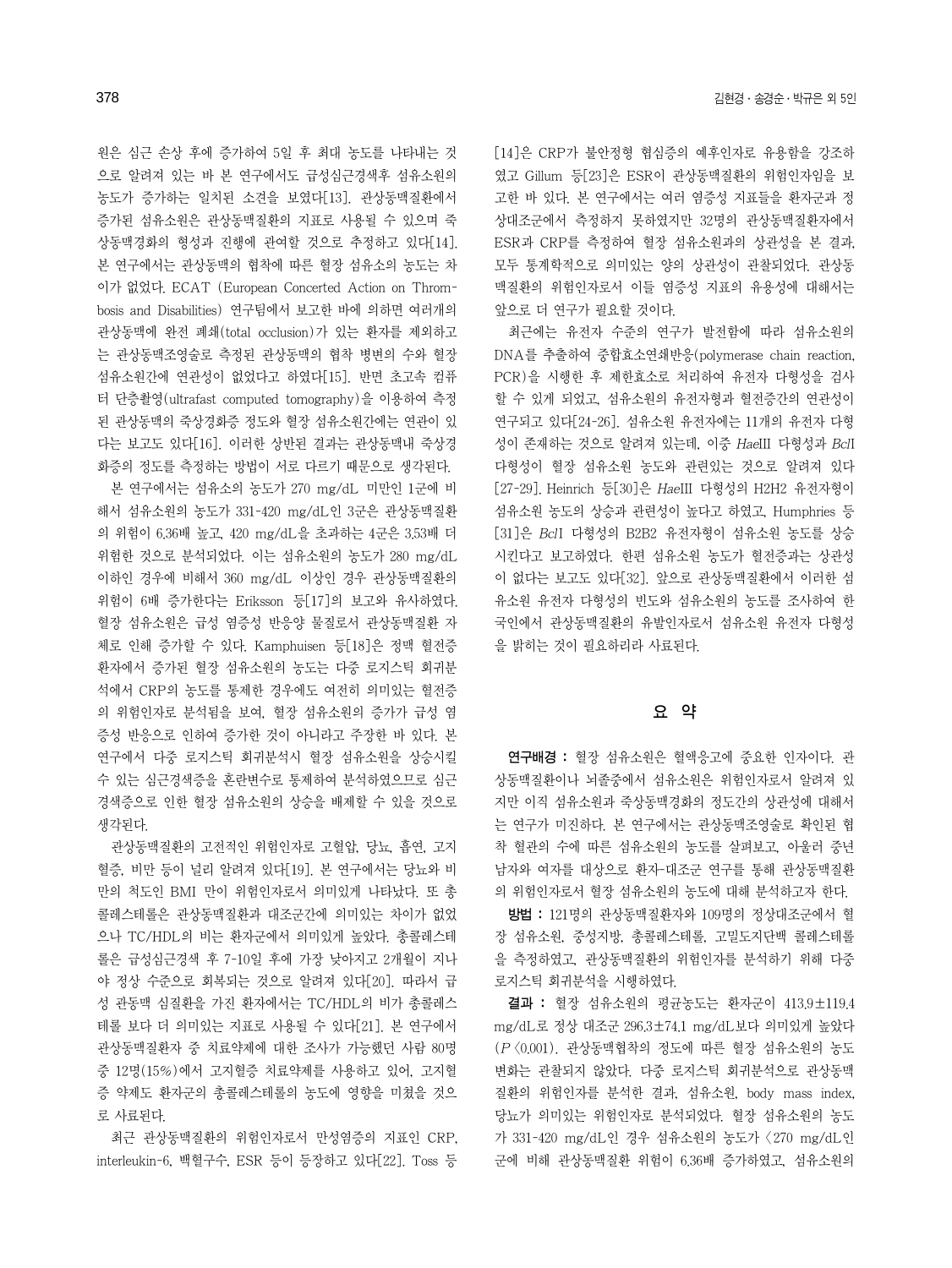원은 심근 손상 후에 증가하여 5일 후 최대 농도를 나타내는 것으로 알려져 있는 바 본 연구에서도 급성심근경색후 섬유소원의 농도가 증가하는 일치된 소견을 보였다[13]. 관상동맥질환에서 증가된 섬유소원은 관상동맥질환의 지표로 사용될 수 있으며 죽상동맥경화의 형성과 진행에 관여할 것으로 추정하고 있다[14]. 본 연구에서는 관상동맥의 협착에 따른 혈장 섬유소의 농도는 차이가 없었다. ECAT (European Concerted Action on Thrombosis and Disabilities) 연구팀에서 보고한 바에 의하면 여러개의 관상동맥에 완전 폐쇄(total occlusion)가 있는 환자를 제외하고는 관상동맥조영술로 측정된 관상동맥의 협착 병변의 수와 혈장 섬유소원간에 연관성이 없었다고 하였다[15]. 반면 초고속 컴퓨터 단층촬영(ultrafast computed tomography)을 이용하여 측정된 관상동맥의 죽상경화증 정도와 혈장 섬유소원간에는 연관이 있다는 보고도 있다[16]. 이러한 상반된 결과는 관상동맥내 죽상경화증의 정도를 측정하는 방법이 서로 다르기 때문으로 생각된다.

본 연구에서는 섬유소의 농도가 270 mg/dL 미만인 1군에 비해서 섬유소원의 농도가 331-420 mg/dL인 3군은 관상동맥질환의 위험이 6.36배 높고, 420 mg/dL을 초과하는 4군은 3.53배 더 위험한 것으로 분석되었다. 이는 섬유소원의 농도가 280 mg/dL 이하인 경우에 비해서 360 mg/dL 이상인 경우 관상동맥질환의 위험이 6배 증가한다는 Eriksson 등[17]의 보고와 유사하였다. 혈장 섬유소원은 급성 염증성 반응양 물질로서 관상동맥질환 자체로 인해 증가할 수 있다. Kamphuisen 등[18]은 정맥 혈전증 환자에서 증가된 혈장 섬유소원의 농도는 다중 로지스틱 회귀분석에서 CRP의 농도를 통제한 경우에도 여전히 의미있는 혈전증의 위험인자로 분석됨을 보여, 혈장 섬유소원의 증가가 급성 염증성 반응으로 인하여 증가한 것이 아니라고 주장한 바 있다. 본 연구에서 다중 로지스틱 회귀분석시 혈장 섬유소원을 상승시킬 수 있는 심근경색증을 혼란변수로 통제하여 분석하였으므로 심근경색증으로 인한 혈장 섬유소원의 상승을 배제할 수 있을 것으로 생각된다.

관상동맥질환의 고전적인 위험인자로 고혈압, 당뇨, 흡연, 고지혈증, 비만 등이 널리 알려져 있다[19]. 본 연구에서는 당뇨와 비만의 척도인 BMI 만이 위험인자로서 의미있게 나타났다. 또 총콜레스테롤은 관상동맥질환과 대조군간에 의미있는 차이가 없었으나 TC/HDL의 비는 환자군에서 의미있게 높았다. 총콜레스테롤은 급성심근경색 후 7-10일 후에 가장 낮아지고 2개월이 지나야 정상 수준으로 회복되는 것으로 알려져 있다[20]. 따라서 급성 관동맥 심질환을 가진 환자에서는 TC/HDL의 비가 총콜레스테롤 보다 더 의미있는 지표로 사용될 수 있다[21]. 본 연구에서 관상동맥질환자 중 치료약제에 대한 조사가 가능했던 사람 80명 중 12명(15%)에서 고지혈증 치료약제를 사용하고 있어, 고지혈증 약제도 환자군의 총콜레스테롤의 농도에 영향을 미쳤을 것으로 사료된다.

최근 관상동맥질환의 위험인자로서 만성염증의 지표인 CRP, interleukin-6, 백혈구수, ESR 등이 등장하고 있다[22]. Toss 등[14]은 CRP가 불안정형 협심증의 예후인자로 유용함을 강조하였고 Gillum 등[23]은 ESR이 관상동맥질환의 위험인자임을 보고한 바 있다. 본 연구에서는 여러 염증성 지표들을 환자군과 정상대조군에서 측정하지 못하였지만 32명의 관상동맥질환자에서 ESR과 CRP를 측정하여 혈장 섬유소원과의 상관성을 본 결과, 모두 통계학적으로 의미있는 양의 상관성이 관찰되었다. 관상동맥질환의 위험인자로서 이들 염증성 지표의 유용성에 대해서는 앞으로 더 연구가 필요할 것이다.

최근에는 유전자 수준의 연구가 발전함에 따라 섬유소원의 DNA를 추출하여 중합효소연쇄반응(polymerase chain reaction, PCR)을 시행한 후 제한효소로 처리하여 유전자 다형성을 검사할 수 있게 되었고, 섬유소원의 유전자형과 혈전증간의 연관성이 연구되고 있다[24-26]. 섬유소원 유전자에는 11개의 유전자 다형성이 존재하는 것으로 알려져 있는데, 이중 *Hae*III 다형성과 *Bcl*I 다형성이 혈장 섬유소원 농도와 관련있는 것으로 알려져 있다[27-29]. Heinrich 등[30]은 *Hae*III 다형성의 H2H2 유전자형이 섬유소원 농도의 상승과 관련성이 높다고 하였고, Humphries 등[31]은 *Bcl*I 다형성의 B2B2 유전자형이 섬유소원 농도를 상승시킨다고 보고하였다. 한편 섬유소원 농도가 혈전증과는 상관성이 없다는 보고도 있다[32]. 앞으로 관상동맥질환에서 이러한 섬유소원 유전자 다형성의 빈도와 섬유소원의 농도를 조사하여 한국인에서 관상동맥질환의 유발인자로서 섬유소원 유전자 다형성을 밝히는 것이 필요하리라 사료된다.

## 요 약

**연구배경 :** 혈장 섬유소원은 혈액응고에 중요한 인자이다. 관상동맥질환이나 뇌졸중에서 섬유소원은 위험인자로서 알려져 있지만 아직 섬유소원과 죽상동맥경화의 정도간의 상관성에 대해서는 연구가 미진하다. 본 연구에서는 관상동맥조영술로 확인된 협착 혈관의 수에 따른 섬유소원의 농도를 살펴보고, 아울러 중년 남자와 여자를 대상으로 환자-대조군 연구를 통해 관상동맥질환의 위험인자로서 혈장 섬유소원의 농도에 대해 분석하고자 한다.

**방법 :** 121명의 관상동맥질환자와 109명의 정상대조군에서 혈장 섬유소원, 중성지방, 총콜레스테롤, 고밀도지단백 콜레스테롤을 측정하였고, 관상동맥질환의 위험인자를 분석하기 위해 다중 로지스틱 회귀분석을 시행하였다.

**결과 :** 혈장 섬유소원의 평균농도는 환자군이 413.9±119.4 mg/dL로 정상 대조군 296.3±74.1 mg/dL보다 의미있게 높았다 ($P$ <0.001). 관상동맥협착의 정도에 따른 혈장 섬유소원의 농도 변화는 관찰되지 않았다. 다중 로지스틱 회귀분석으로 관상동맥질환의 위험인자를 분석한 결과, 섬유소원, body mass index, 당뇨가 의미있는 위험인자로 분석되었다. 혈장 섬유소원의 농도가 331-420 mg/dL인 경우 섬유소원의 농도가 <270 mg/dL인 군에 비해 관상동맥질환 위험이 6.36배 증가하였고, 섬유소원의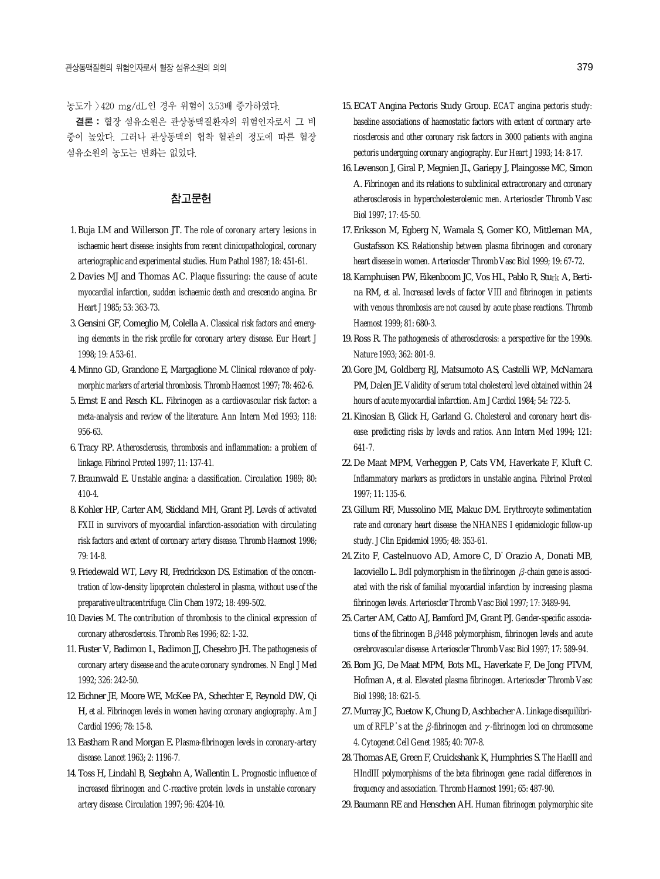농도가 >420 mg/dL인 경우 위험이 3.53배 증가하였다.

**결론 :** 혈장 섬유소원은 관상동맥질환자의 위험인자로서 그 비중이 높았다. 그러나 관상동맥의 협착 혈관의 정도에 따른 혈장 섬유소원의 농도는 변화는 없었다.

## 참고문헌

1. Buja LM and Willerson JT. *The role of coronary artery lesions in ischaemic heart disease: insights from recent clinicopathological, coronary arteriographic and experimental studies. Hum Pathol 1987; 18: 451-61.*
2. Davies MJ and Thomas AC. *Plaque fissuring: the cause of acute myocardial infarction, sudden ischaemic death and crescendo angina. Br Heart J 1985; 53: 363-73.*
3. Gensini GF, Comeglio M, Colella A. *Classical risk factors and emerging elements in the risk profile for coronary artery disease. Eur Heart J 1998; 19: A53-61.*
4. Minno GD, Grandone E, Margaglione M. *Clinical relevance of polymorphic markers of arterial thrombosis. Thromb Haemost 1997; 78: 462-6.*
5. Ernst E and Resch KL. *Fibrinogen as a cardiovascular risk factor: a meta-analysis and review of the literature. Ann Intern Med 1993; 118: 956-63.*
6. Tracy RP. *Atherosclerosis, thrombosis and inflammation: a problem of linkage. Fibrinol Proteol 1997; 11: 137-41.*
7. Braunwald E. *Unstable angina: a classification. Circulation 1989; 80: 410-4.*
8. Kohler HP, Carter AM, Stickland MH, Grant PJ. *Levels of activated FXII in survivors of myocardial infarction-association with circulating risk factors and extent of coronary artery disease. Thromb Haemost 1998; 79: 14-8.*
9. Friedewald WT, Levy RI, Fredrickson DS. *Estimation of the concentration of low-density lipoprotein cholesterol in plasma, without use of the preparative ultracentrifuge. Clin Chem 1972; 18: 499-502.*
10. Davies M. *The contribution of thrombosis to the clinical expression of coronary atherosclerosis. Thromb Res 1996; 82: 1-32.*
11. Fuster V, Badimon L, Badimon JJ, Chesebro JH. *The pathogenesis of coronary artery disease and the acute coronary syndromes. N Engl J Med 1992; 326: 242-50.*
12. Eichner JE, Moore WE, McKee PA, Schechter E, Reynold DW, Qi H, et al. *Fibrinogen levels in women having coronary angiography. Am J Cardiol 1996; 78: 15-8.*
13. Eastham R and Morgan E. *Plasma-fibrinogen levels in coronary-artery disease. Lancet 1963; 2: 1196-7.*
14. Toss H, Lindahl B, Siegbahn A, Wallentin L. *Prognostic influence of increased fibrinogen and C-reactive protein levels in unstable coronary artery disease. Circulation 1997; 96: 4204-10.*
15. ECAT Angina Pectoris Study Group. *ECAT angina pectoris study: baseline associations of haemostatic factors with extent of coronary arteriosclerosis and other coronary risk factors in 3000 patients with angina pectoris undergoing coronary angiography. Eur Heart J 1993; 14: 8-17.*
16. Levenson J, Giral P, Megnien JL, Gariepy J, Plaingosse MC, Simon A. *Fibrinogen and its relations to subclinical extracoronary and coronary atherosclerosis in hypercholesterolemic men. Arterioscler Thromb Vasc Biol 1997; 17: 45-50.*
17. Eriksson M, Egberg N, Wamala S, Gomer KO, Mittleman MA, Gustafsson KS. *Relationship between plasma fibrinogen and coronary heart disease in women. Arterioscler Thromb Vasc Biol 1999; 19: 67-72.*
18. Kamphuisen PW, Eikenboom JC, Vos HL, Pablo R, Sturk A, Bertina RM, et al. *Increased levels of factor VIII and fibrinogen in patients with venous thrombosis are not caused by acute phase reactions. Thromb Haemost 1999; 81: 680-3.*
19. Ross R. *The pathogenesis of atherosclerosis: a perspective for the 1990s. Nature 1993; 362: 801-9.*
20. Gore JM, Goldberg RJ, Matsumoto AS, Castelli WP, McNamara PM, Dalen JE. *Validity of serum total cholesterol level obtained within 24 hours of acute myocardial infarction. Am J Cardiol 1984; 54: 722-5.*
21. Kinosian B, Glick H, Garland G. *Cholesterol and coronary heart disease: predicting risks by levels and ratios. Ann Intern Med 1994; 121: 641-7.*
22. De Maat MPM, Verheggen P, Cats VM, Haverkate F, Kluft C. *Inflammatory markers as predictors in unstable angina. Fibrinol Proteol 1997; 11: 135-6.*
23. Gillum RF, Mussolino ME, Makuc DM. *Erythrocyte sedimentation rate and coronary heart disease: the NHANES I epidemiologic follow-up study. J Clin Epidemiol 1995; 48: 353-61.*
24. Zito F, Castelnuovo AD, Amore C, D'Orazio A, Donati MB, Iacoviello L. *BclI polymorphism in the fibrinogen $\beta$-chain gene is associated with the risk of familial myocardial infarction by increasing plasma fibrinogen levels. Arterioscler Thromb Vasc Biol 1997; 17: 3489-94.*
25. Carter AM, Catto AJ, Bamford JM, Grant PJ. *Gender-specific associations of the fibrinogen B$\beta$448 polymorphism, fibrinogen levels and acute cerebrovascular disease. Arterioscler Thromb Vasc Biol 1997; 17: 589-94.*
26. Bom JG, De Maat MPM, Bots ML, Haverkate F, De Jong PTVM, Hofman A, et al. *Elevated plasma fibrinogen. Arterioscler Thromb Vasc Biol 1998; 18: 621-5.*
27. Murray JC, Buetow K, Chung D, Aschbacher A. *Linkage disequilibrium of RFLP's at the $\beta$-fibrinogen and $\gamma$-fibrinogen loci on chromosome 4. Cytogenet Cell Genet 1985; 40: 707-8.*
28. Thomas AE, Green F, Cruickshank K, Humphries S. *The HaeIII and HIndIII polymorphisms of the beta fibrinogen gene: racial differences in frequency and association. Thromb Haemost 1991; 65: 487-90.*
29. Baumann RE and Henschen AH. *Human fibrinogen polymorphic site*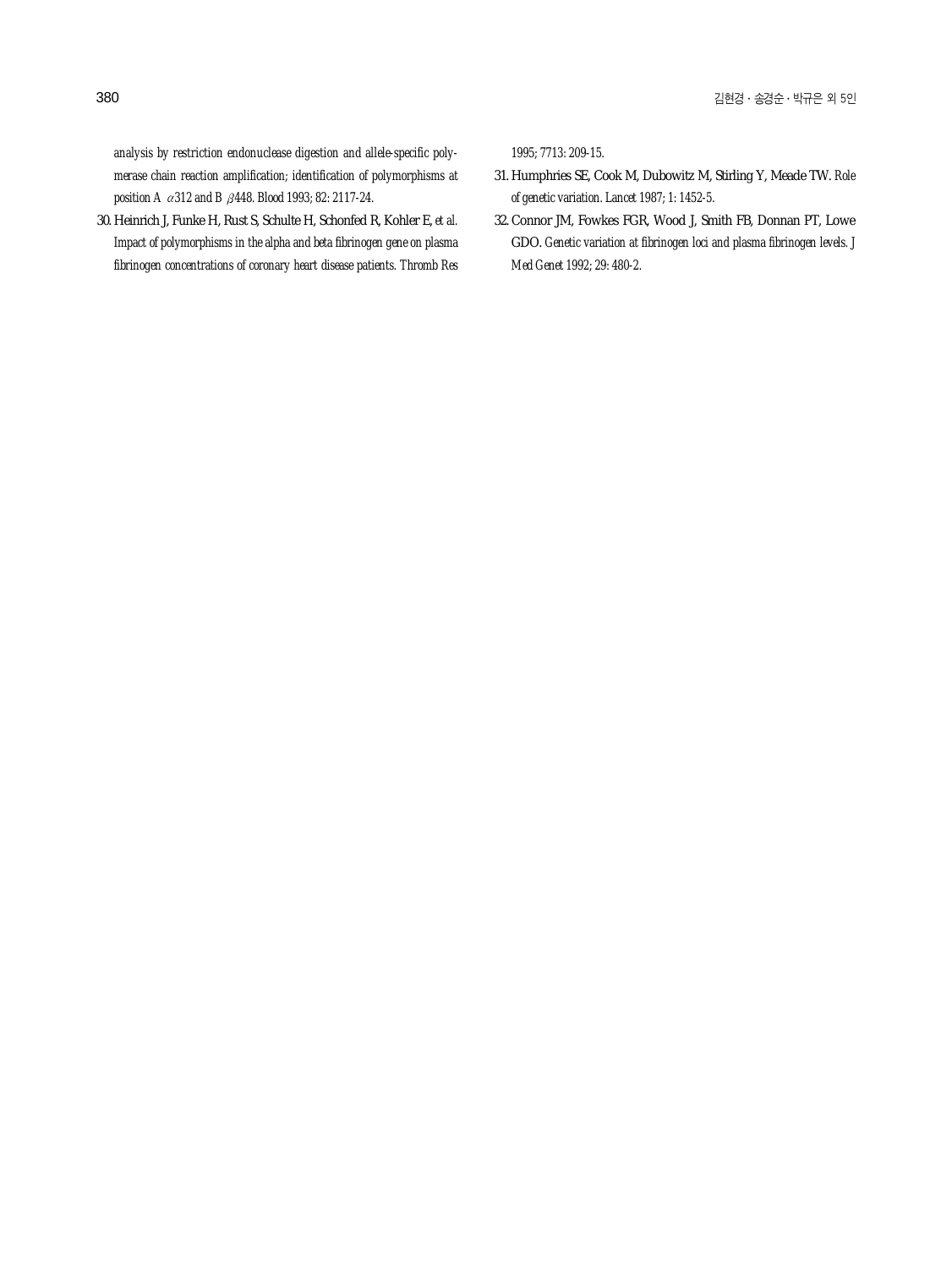analysis by restriction endonuclease digestion and allele-specific polymerase chain reaction amplification; identification of polymorphisms at position A $\alpha$312 and B $\beta$448. Blood 1993; 82: 2117-24.

30. Heinrich J, Funke H, Rust S, Schulte H, Schonfed R, Kohler E, et al. Impact of polymorphisms in the alpha and beta fibrinogen gene on plasma fibrinogen concentrations of coronary heart disease patients. Thromb Res 1995; 7713: 209-15.

31. Humphries SE, Cook M, Dubowitz M, Stirling Y, Meade TW. Role of genetic variation. Lancet 1987; 1: 1452-5.

32. Connor JM, Fowkes FGR, Wood J, Smith FB, Donnan PT, Lowe GDO. Genetic variation at fibrinogen loci and plasma fibrinogen levels. J Med Genet 1992; 29: 480-2.